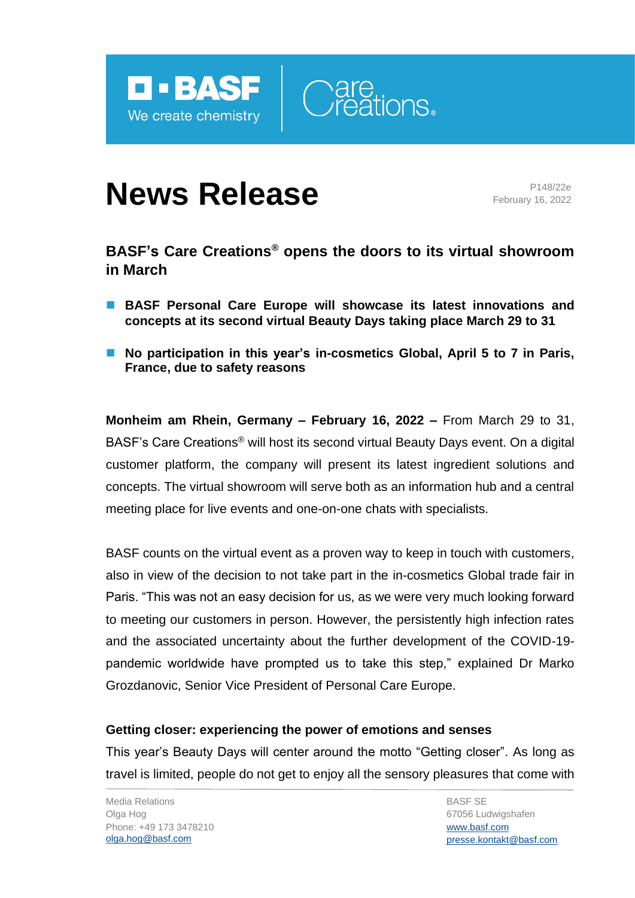# News Release

P148/22e
February 16, 2022

## BASF's Care Creations® opens the doors to its virtual showroom in March

- **BASF Personal Care Europe will showcase its latest innovations and concepts at its second virtual Beauty Days taking place March 29 to 31**
- **No participation in this year's in-cosmetics Global, April 5 to 7 in Paris, France, due to safety reasons**

**Monheim am Rhein, Germany – February 16, 2022 –** From March 29 to 31, BASF's Care Creations® will host its second virtual Beauty Days event. On a digital customer platform, the company will present its latest ingredient solutions and concepts. The virtual showroom will serve both as an information hub and a central meeting place for live events and one-on-one chats with specialists.

BASF counts on the virtual event as a proven way to keep in touch with customers, also in view of the decision to not take part in the in-cosmetics Global trade fair in Paris. "This was not an easy decision for us, as we were very much looking forward to meeting our customers in person. However, the persistently high infection rates and the associated uncertainty about the further development of the COVID-19-pandemic worldwide have prompted us to take this step," explained Dr Marko Grozdanovic, Senior Vice President of Personal Care Europe.

### Getting closer: experiencing the power of emotions and senses

This year's Beauty Days will center around the motto "Getting closer". As long as travel is limited, people do not get to enjoy all the sensory pleasures that come with

Media Relations
Olga Hog
Phone: +49 173 3478210
olga.hog@basf.com

BASF SE
67056 Ludwigshafen
www.basf.com
presse.kontakt@basf.com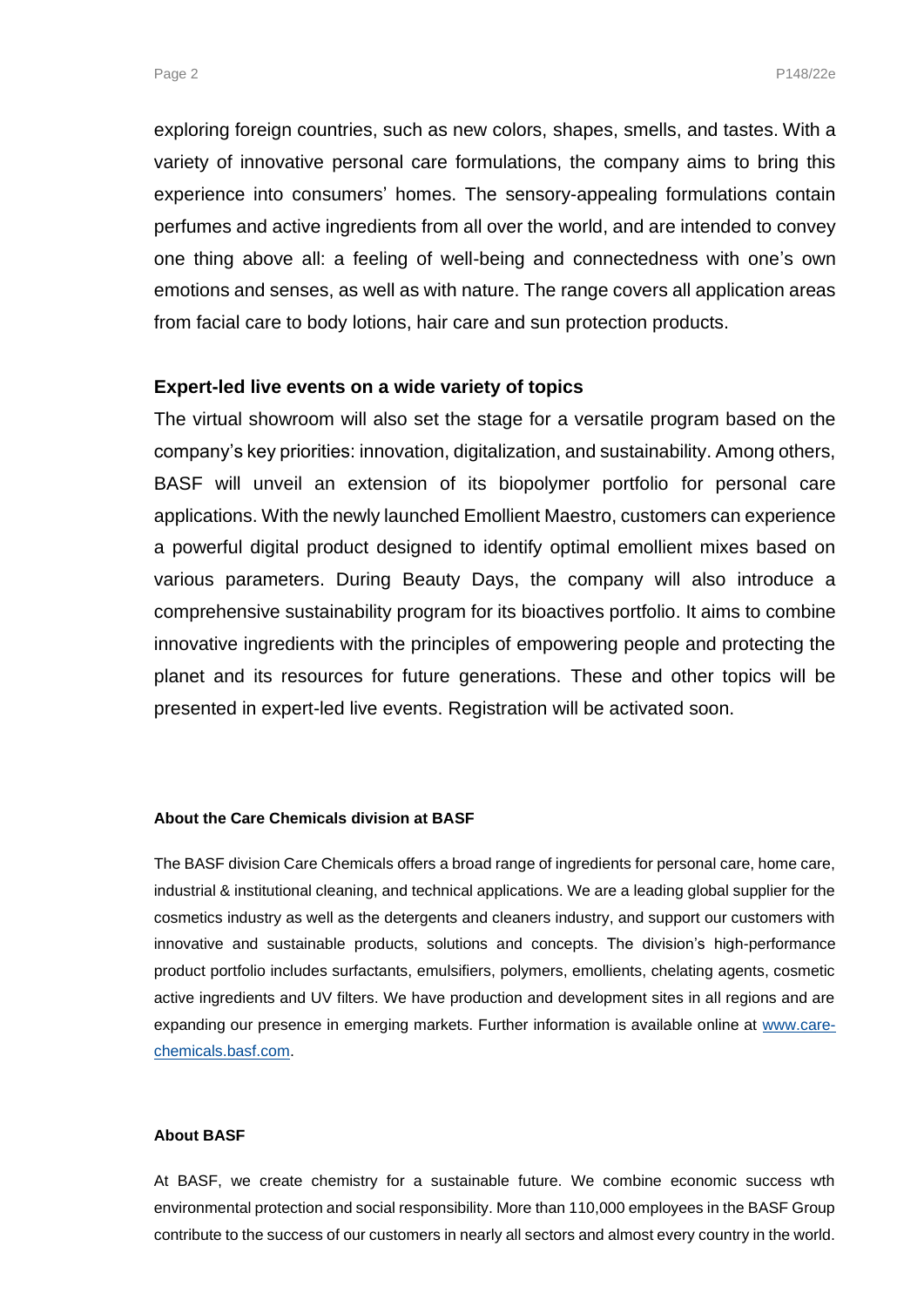exploring foreign countries, such as new colors, shapes, smells, and tastes. With a variety of innovative personal care formulations, the company aims to bring this experience into consumers' homes. The sensory-appealing formulations contain perfumes and active ingredients from all over the world, and are intended to convey one thing above all: a feeling of well-being and connectedness with one's own emotions and senses, as well as with nature. The range covers all application areas from facial care to body lotions, hair care and sun protection products.

## Expert-led live events on a wide variety of topics

The virtual showroom will also set the stage for a versatile program based on the company's key priorities: innovation, digitalization, and sustainability. Among others, BASF will unveil an extension of its biopolymer portfolio for personal care applications. With the newly launched Emollient Maestro, customers can experience a powerful digital product designed to identify optimal emollient mixes based on various parameters. During Beauty Days, the company will also introduce a comprehensive sustainability program for its bioactives portfolio. It aims to combine innovative ingredients with the principles of empowering people and protecting the planet and its resources for future generations. These and other topics will be presented in expert-led live events. Registration will be activated soon.

#### About the Care Chemicals division at BASF

The BASF division Care Chemicals offers a broad range of ingredients for personal care, home care, industrial & institutional cleaning, and technical applications. We are a leading global supplier for the cosmetics industry as well as the detergents and cleaners industry, and support our customers with innovative and sustainable products, solutions and concepts. The division's high-performance product portfolio includes surfactants, emulsifiers, polymers, emollients, chelating agents, cosmetic active ingredients and UV filters. We have production and development sites in all regions and are expanding our presence in emerging markets. Further information is available online at www.care-chemicals.basf.com.

#### About BASF

At BASF, we create chemistry for a sustainable future. We combine economic success wth environmental protection and social responsibility. More than 110,000 employees in the BASF Group contribute to the success of our customers in nearly all sectors and almost every country in the world.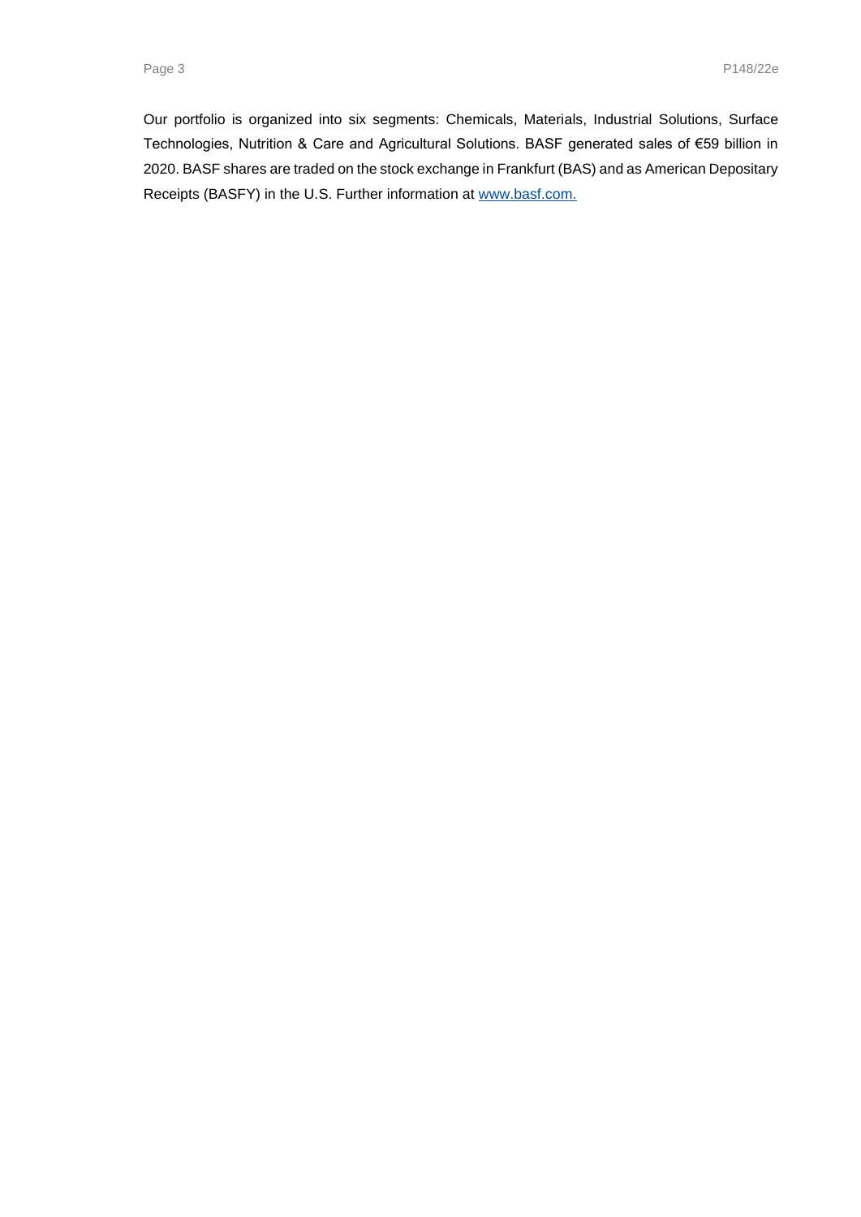Our portfolio is organized into six segments: Chemicals, Materials, Industrial Solutions, Surface Technologies, Nutrition & Care and Agricultural Solutions. BASF generated sales of €59 billion in 2020. BASF shares are traded on the stock exchange in Frankfurt (BAS) and as American Depositary Receipts (BASFY) in the U.S. Further information at www.basf.com.